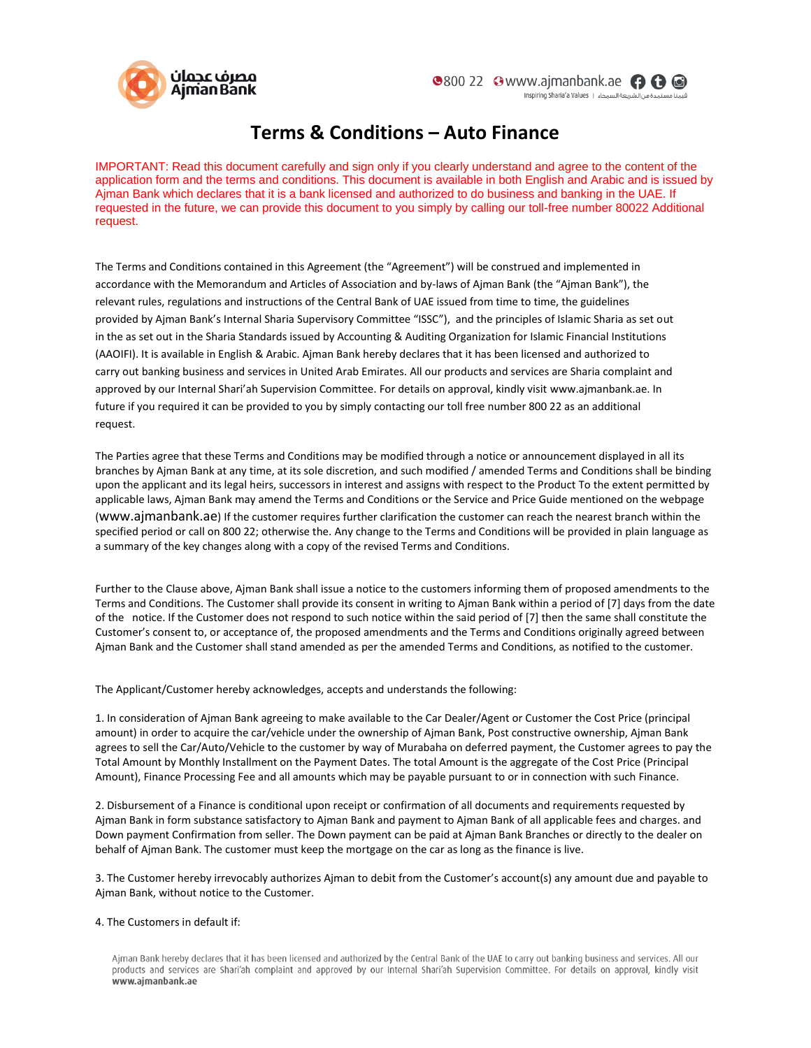# Terms & Conditions – Auto Finance

IMPORTANT: Read this document carefully and sign only if you clearly understand and agree to the content of the application form and the terms and conditions. This document is available in both English and Arabic and is issued by Ajman Bank which declares that it is a bank licensed and authorized to do business and banking in the UAE. If requested in the future, we can provide this document to you simply by calling our toll-free number 80022 Additional request.

The Terms and Conditions contained in this Agreement (the "Agreement") will be construed and implemented in accordance with the Memorandum and Articles of Association and by-laws of Ajman Bank (the "Ajman Bank"), the relevant rules, regulations and instructions of the Central Bank of UAE issued from time to time, the guidelines provided by Ajman Bank's Internal Sharia Supervisory Committee "ISSC"), and the principles of Islamic Sharia as set out in the as set out in the Sharia Standards issued by Accounting & Auditing Organization for Islamic Financial Institutions (AAOIFI). It is available in English & Arabic. Ajman Bank hereby declares that it has been licensed and authorized to carry out banking business and services in United Arab Emirates. All our products and services are Sharia complaint and approved by our Internal Shari'ah Supervision Committee. For details on approval, kindly visit www.ajmanbank.ae. In future if you required it can be provided to you by simply contacting our toll free number 800 22 as an additional request.

The Parties agree that these Terms and Conditions may be modified through a notice or announcement displayed in all its branches by Ajman Bank at any time, at its sole discretion, and such modified / amended Terms and Conditions shall be binding upon the applicant and its legal heirs, successors in interest and assigns with respect to the Product To the extent permitted by applicable laws, Ajman Bank may amend the Terms and Conditions or the Service and Price Guide mentioned on the webpage (www.ajmanbank.ae) If the customer requires further clarification the customer can reach the nearest branch within the specified period or call on 800 22; otherwise the. Any change to the Terms and Conditions will be provided in plain language as a summary of the key changes along with a copy of the revised Terms and Conditions.

Further to the Clause above, Ajman Bank shall issue a notice to the customers informing them of proposed amendments to the Terms and Conditions. The Customer shall provide its consent in writing to Ajman Bank within a period of [7] days from the date of the notice. If the Customer does not respond to such notice within the said period of [7] then the same shall constitute the Customer's consent to, or acceptance of, the proposed amendments and the Terms and Conditions originally agreed between Ajman Bank and the Customer shall stand amended as per the amended Terms and Conditions, as notified to the customer.

The Applicant/Customer hereby acknowledges, accepts and understands the following:

1. In consideration of Ajman Bank agreeing to make available to the Car Dealer/Agent or Customer the Cost Price (principal amount) in order to acquire the car/vehicle under the ownership of Ajman Bank, Post constructive ownership, Ajman Bank agrees to sell the Car/Auto/Vehicle to the customer by way of Murabaha on deferred payment, the Customer agrees to pay the Total Amount by Monthly Installment on the Payment Dates. The total Amount is the aggregate of the Cost Price (Principal Amount), Finance Processing Fee and all amounts which may be payable pursuant to or in connection with such Finance.

2. Disbursement of a Finance is conditional upon receipt or confirmation of all documents and requirements requested by Ajman Bank in form substance satisfactory to Ajman Bank and payment to Ajman Bank of all applicable fees and charges. and Down payment Confirmation from seller. The Down payment can be paid at Ajman Bank Branches or directly to the dealer on behalf of Ajman Bank. The customer must keep the mortgage on the car as long as the finance is live.

3. The Customer hereby irrevocably authorizes Ajman to debit from the Customer's account(s) any amount due and payable to Ajman Bank, without notice to the Customer.

4. The Customers in default if: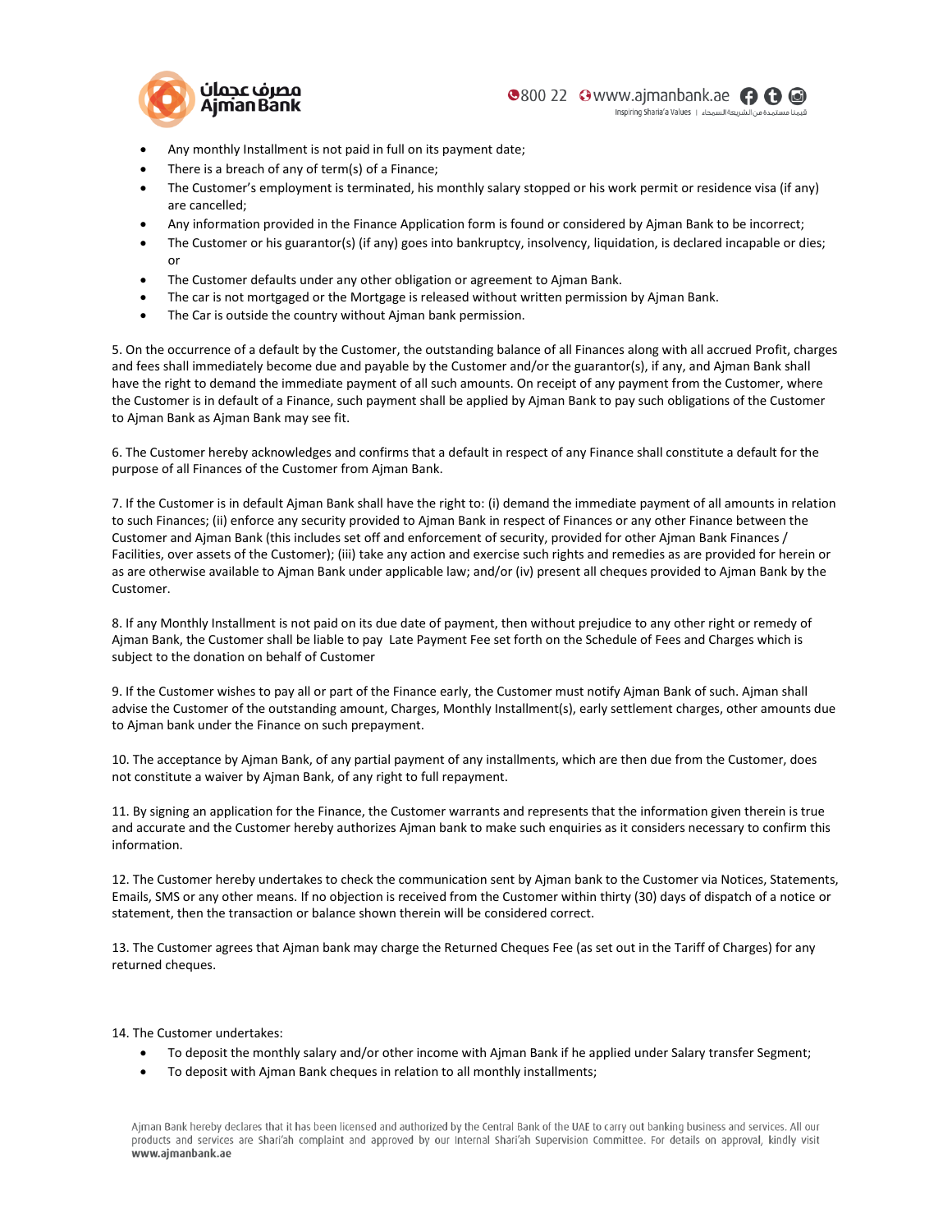- Any monthly Installment is not paid in full on its payment date;
- There is a breach of any of term(s) of a Finance;
- The Customer's employment is terminated, his monthly salary stopped or his work permit or residence visa (if any) are cancelled;
- Any information provided in the Finance Application form is found or considered by Ajman Bank to be incorrect;
- The Customer or his guarantor(s) (if any) goes into bankruptcy, insolvency, liquidation, is declared incapable or dies; or
- The Customer defaults under any other obligation or agreement to Ajman Bank.
- The car is not mortgaged or the Mortgage is released without written permission by Ajman Bank.
- The Car is outside the country without Ajman bank permission.

5. On the occurrence of a default by the Customer, the outstanding balance of all Finances along with all accrued Profit, charges and fees shall immediately become due and payable by the Customer and/or the guarantor(s), if any, and Ajman Bank shall have the right to demand the immediate payment of all such amounts. On receipt of any payment from the Customer, where the Customer is in default of a Finance, such payment shall be applied by Ajman Bank to pay such obligations of the Customer to Ajman Bank as Ajman Bank may see fit.

6. The Customer hereby acknowledges and confirms that a default in respect of any Finance shall constitute a default for the purpose of all Finances of the Customer from Ajman Bank.

7. If the Customer is in default Ajman Bank shall have the right to: (i) demand the immediate payment of all amounts in relation to such Finances; (ii) enforce any security provided to Ajman Bank in respect of Finances or any other Finance between the Customer and Ajman Bank (this includes set off and enforcement of security, provided for other Ajman Bank Finances / Facilities, over assets of the Customer); (iii) take any action and exercise such rights and remedies as are provided for herein or as are otherwise available to Ajman Bank under applicable law; and/or (iv) present all cheques provided to Ajman Bank by the Customer.

8. If any Monthly Installment is not paid on its due date of payment, then without prejudice to any other right or remedy of Ajman Bank, the Customer shall be liable to pay Late Payment Fee set forth on the Schedule of Fees and Charges which is subject to the donation on behalf of Customer

9. If the Customer wishes to pay all or part of the Finance early, the Customer must notify Ajman Bank of such. Ajman shall advise the Customer of the outstanding amount, Charges, Monthly Installment(s), early settlement charges, other amounts due to Ajman bank under the Finance on such prepayment.

10. The acceptance by Ajman Bank, of any partial payment of any installments, which are then due from the Customer, does not constitute a waiver by Ajman Bank, of any right to full repayment.

11. By signing an application for the Finance, the Customer warrants and represents that the information given therein is true and accurate and the Customer hereby authorizes Ajman bank to make such enquiries as it considers necessary to confirm this information.

12. The Customer hereby undertakes to check the communication sent by Ajman bank to the Customer via Notices, Statements, Emails, SMS or any other means. If no objection is received from the Customer within thirty (30) days of dispatch of a notice or statement, then the transaction or balance shown therein will be considered correct.

13. The Customer agrees that Ajman bank may charge the Returned Cheques Fee (as set out in the Tariff of Charges) for any returned cheques.

14. The Customer undertakes:

- To deposit the monthly salary and/or other income with Ajman Bank if he applied under Salary transfer Segment;
- To deposit with Ajman Bank cheques in relation to all monthly installments;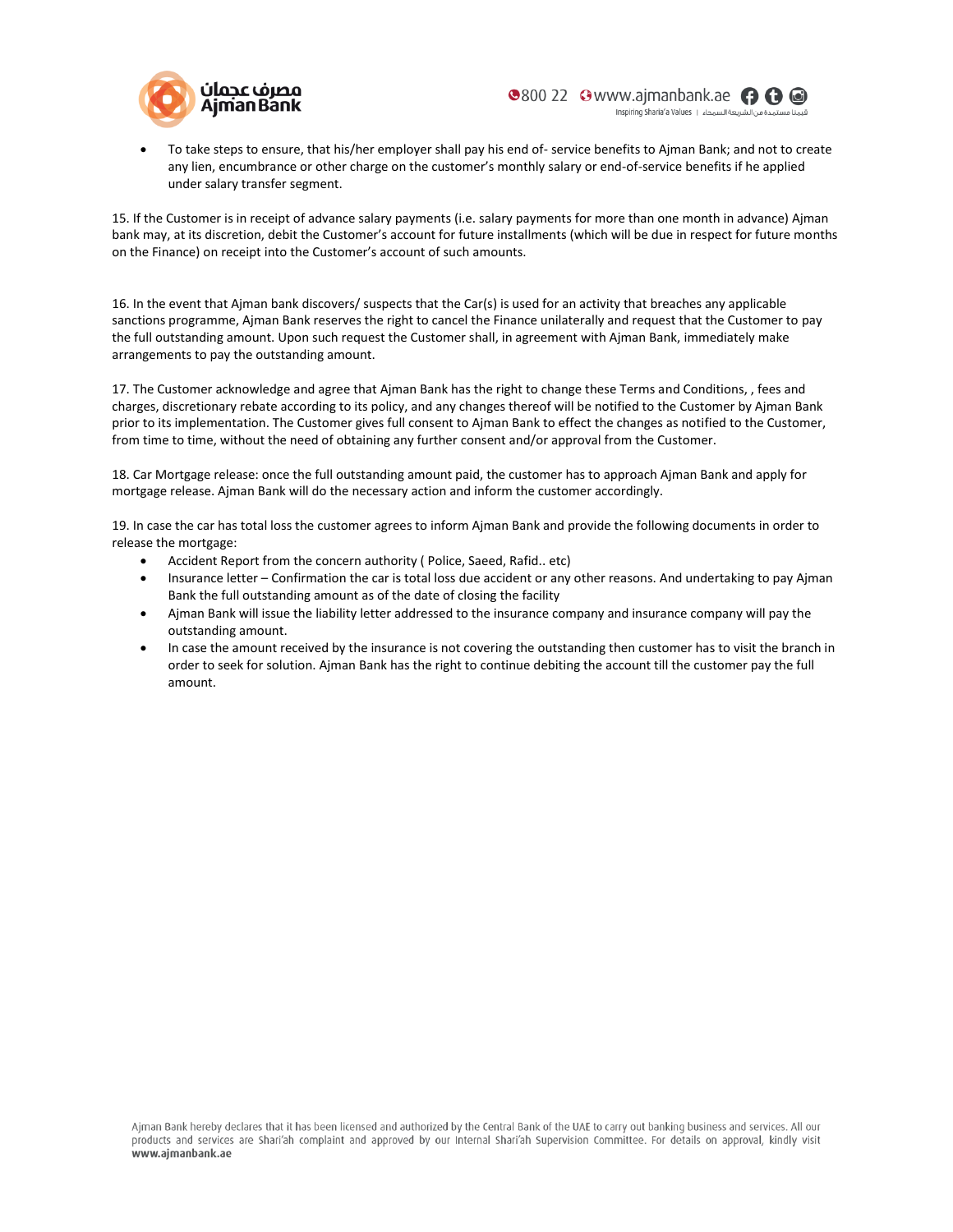- To take steps to ensure, that his/her employer shall pay his end of- service benefits to Ajman Bank; and not to create any lien, encumbrance or other charge on the customer's monthly salary or end-of-service benefits if he applied under salary transfer segment.

15. If the Customer is in receipt of advance salary payments (i.e. salary payments for more than one month in advance) Ajman bank may, at its discretion, debit the Customer's account for future installments (which will be due in respect for future months on the Finance) on receipt into the Customer's account of such amounts.

16. In the event that Ajman bank discovers/ suspects that the Car(s) is used for an activity that breaches any applicable sanctions programme, Ajman Bank reserves the right to cancel the Finance unilaterally and request that the Customer to pay the full outstanding amount. Upon such request the Customer shall, in agreement with Ajman Bank, immediately make arrangements to pay the outstanding amount.

17. The Customer acknowledge and agree that Ajman Bank has the right to change these Terms and Conditions, , fees and charges, discretionary rebate according to its policy, and any changes thereof will be notified to the Customer by Ajman Bank prior to its implementation. The Customer gives full consent to Ajman Bank to effect the changes as notified to the Customer, from time to time, without the need of obtaining any further consent and/or approval from the Customer.

18. Car Mortgage release: once the full outstanding amount paid, the customer has to approach Ajman Bank and apply for mortgage release. Ajman Bank will do the necessary action and inform the customer accordingly.

19. In case the car has total loss the customer agrees to inform Ajman Bank and provide the following documents in order to release the mortgage:

- Accident Report from the concern authority ( Police, Saeed, Rafid.. etc)
- Insurance letter – Confirmation the car is total loss due accident or any other reasons. And undertaking to pay Ajman Bank the full outstanding amount as of the date of closing the facility
- Ajman Bank will issue the liability letter addressed to the insurance company and insurance company will pay the outstanding amount.
- In case the amount received by the insurance is not covering the outstanding then customer has to visit the branch in order to seek for solution. Ajman Bank has the right to continue debiting the account till the customer pay the full amount.